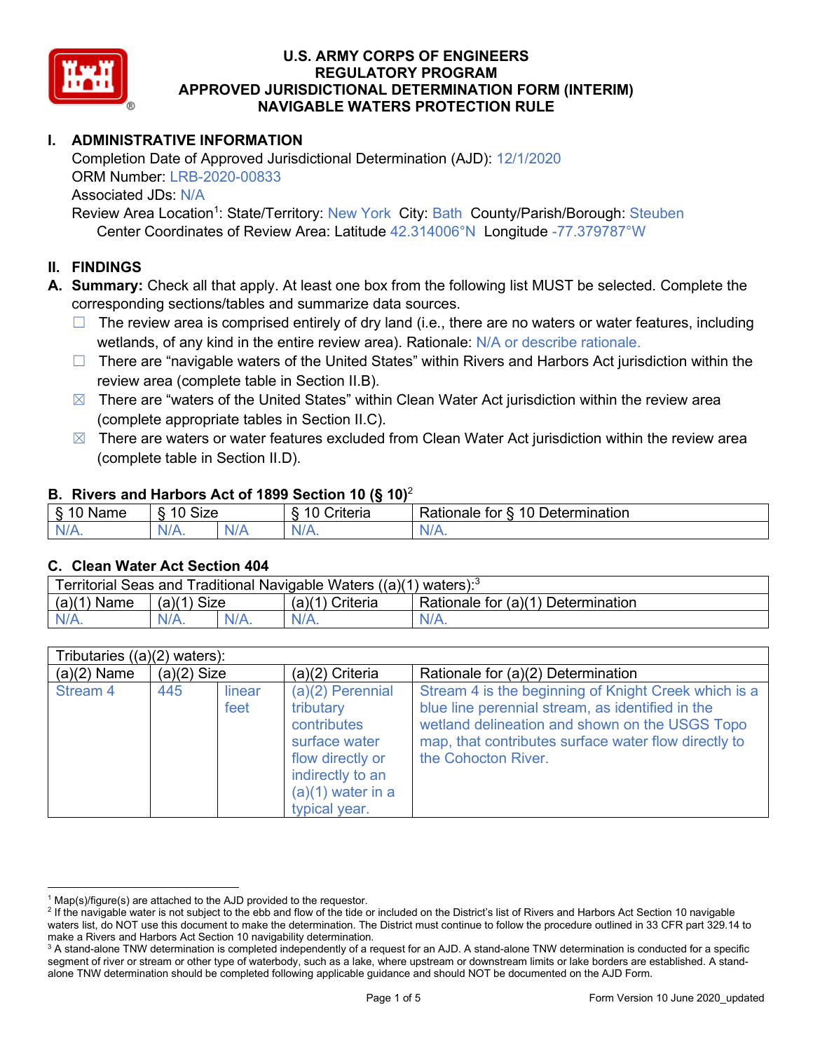# U.S. ARMY CORPS OF ENGINEERS
# REGULATORY PROGRAM
# APPROVED JURISDICTIONAL DETERMINATION FORM (INTERIM)
# NAVIGABLE WATERS PROTECTION RULE

## I. ADMINISTRATIVE INFORMATION

Completion Date of Approved Jurisdictional Determination (AJD): 12/1/2020
ORM Number: LRB-2020-00833
Associated JDs: N/A
Review Area Location[1]: State/Territory: New York City: Bath County/Parish/Borough: Steuben
Center Coordinates of Review Area: Latitude 42.314006°N Longitude -77.379787°W

## II. FINDINGS

**A. Summary:** Check all that apply. At least one box from the following list MUST be selected. Complete the corresponding sections/tables and summarize data sources.

- ☐ The review area is comprised entirely of dry land (i.e., there are no waters or water features, including wetlands, of any kind in the entire review area). Rationale: N/A or describe rationale.
- ☐ There are "navigable waters of the United States" within Rivers and Harbors Act jurisdiction within the review area (complete table in Section II.B).
- ☒ There are "waters of the United States" within Clean Water Act jurisdiction within the review area (complete appropriate tables in Section II.C).
- ☒ There are waters or water features excluded from Clean Water Act jurisdiction within the review area (complete table in Section II.D).

### B. Rivers and Harbors Act of 1899 Section 10 (§ 10)[2]

| § 10 Name | § 10 Size | | § 10 Criteria | Rationale for § 10 Determination |
|---|---|---|---|---|
| N/A. | N/A. | N/A | N/A. | N/A. |

### C. Clean Water Act Section 404

| Territorial Seas and Traditional Navigable Waters ((a)(1) waters):[3] | | | | |
|---|---|---|---|---|
| (a)(1) Name | (a)(1) Size | | (a)(1) Criteria | Rationale for (a)(1) Determination |
| N/A. | N/A. | N/A. | N/A. | N/A. |

| Tributaries ((a)(2) waters): | | | | |
|---|---|---|---|---|
| (a)(2) Name | (a)(2) Size | | (a)(2) Criteria | Rationale for (a)(2) Determination |
| Stream 4 | 445 | linear feet | (a)(2) Perennial tributary contributes surface water flow directly or indirectly to an (a)(1) water in a typical year. | Stream 4 is the beginning of Knight Creek which is a blue line perennial stream, as identified in the wetland delineation and shown on the USGS Topo map, that contributes surface water flow directly to the Cohocton River. |

---

[1] Map(s)/figure(s) are attached to the AJD provided to the requestor.

[2] If the navigable water is not subject to the ebb and flow of the tide or included on the District's list of Rivers and Harbors Act Section 10 navigable waters list, do NOT use this document to make the determination. The District must continue to follow the procedure outlined in 33 CFR part 329.14 to make a Rivers and Harbors Act Section 10 navigability determination.

[3] A stand-alone TNW determination is completed independently of a request for an AJD. A stand-alone TNW determination is conducted for a specific segment of river or stream or other type of waterbody, such as a lake, where upstream or downstream limits or lake borders are established. A stand-alone TNW determination should be completed following applicable guidance and should NOT be documented on the AJD Form.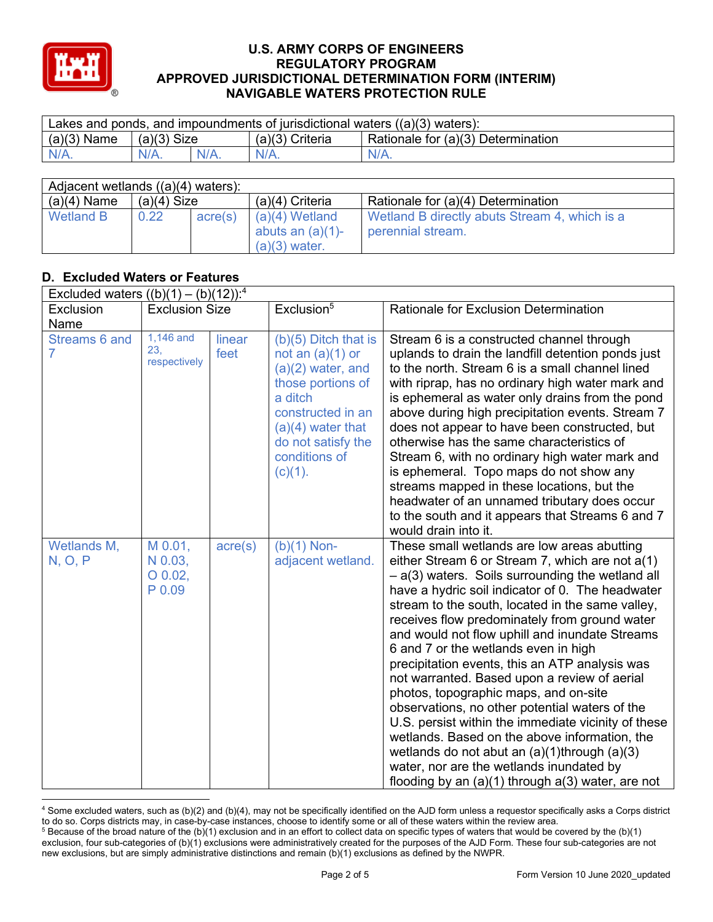| Lakes and ponds, and impoundments of jurisdictional waters ((a)(3) waters): | | | | |
|---|---|---|---|---|
| (a)(3) Name | (a)(3) Size | | (a)(3) Criteria | Rationale for (a)(3) Determination |
| N/A. | N/A. | N/A. | N/A. | N/A. |

| Adjacent wetlands ((a)(4) waters): | | | | |
|---|---|---|---|---|
| (a)(4) Name | (a)(4) Size | | (a)(4) Criteria | Rationale for (a)(4) Determination |
| Wetland B | 0.22 | acre(s) | (a)(4) Wetland abuts an (a)(1)-(a)(3) water. | Wetland B directly abuts Stream 4, which is a perennial stream. |

## D. Excluded Waters or Features

| Excluded waters ((b)(1) – (b)(12)):[4] | | | | |
|---|---|---|---|---|
| Exclusion Name | Exclusion Size | | Exclusion[5] | Rationale for Exclusion Determination |
| Streams 6 and 7 | 1,146 and 23, respectively | linear feet | (b)(5) Ditch that is not an (a)(1) or (a)(2) water, and those portions of a ditch constructed in an (a)(4) water that do not satisfy the conditions of (c)(1). | Stream 6 is a constructed channel through uplands to drain the landfill detention ponds just to the north. Stream 6 is a small channel lined with riprap, has no ordinary high water mark and is ephemeral as water only drains from the pond above during high precipitation events. Stream 7 does not appear to have been constructed, but otherwise has the same characteristics of Stream 6, with no ordinary high water mark and is ephemeral. Topo maps do not show any streams mapped in these locations, but the headwater of an unnamed tributary does occur to the south and it appears that Streams 6 and 7 would drain into it. |
| Wetlands M, N, O, P | M 0.01, N 0.03, O 0.02, P 0.09 | acre(s) | (b)(1) Non-adjacent wetland. | These small wetlands are low areas abutting either Stream 6 or Stream 7, which are not a(1) – a(3) waters. Soils surrounding the wetland all have a hydric soil indicator of 0. The headwater stream to the south, located in the same valley, receives flow predominately from ground water and would not flow uphill and inundate Streams 6 and 7 or the wetlands even in high precipitation events, this an ATP analysis was not warranted. Based upon a review of aerial photos, topographic maps, and on-site observations, no other potential waters of the U.S. persist within the immediate vicinity of these wetlands. Based on the above information, the wetlands do not abut an (a)(1)through (a)(3) water, nor are the wetlands inundated by flooding by an (a)(1) through a(3) water, are not |

[4] Some excluded waters, such as (b)(2) and (b)(4), may not be specifically identified on the AJD form unless a requestor specifically asks a Corps district to do so. Corps districts may, in case-by-case instances, choose to identify some or all of these waters within the review area.

[5] Because of the broad nature of the (b)(1) exclusion and in an effort to collect data on specific types of waters that would be covered by the (b)(1) exclusion, four sub-categories of (b)(1) exclusions were administratively created for the purposes of the AJD Form. These four sub-categories are not new exclusions, but are simply administrative distinctions and remain (b)(1) exclusions as defined by the NWPR.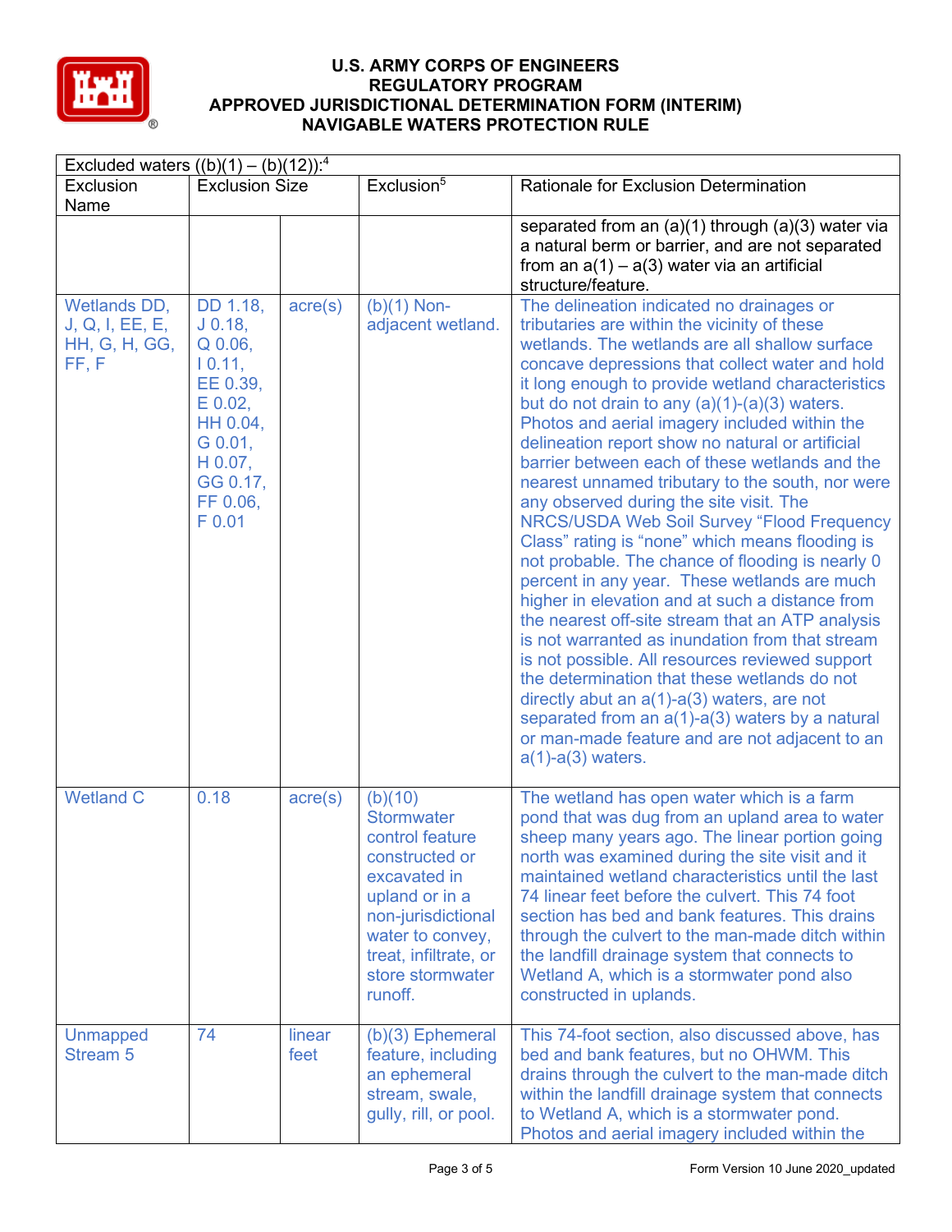| Excluded waters ((b)(1) – (b)(12)):[4] | | | | |
|---|---|---|---|---|
| Exclusion Name | Exclusion Size | | Exclusion[5] | Rationale for Exclusion Determination |
| | | | | separated from an (a)(1) through (a)(3) water via a natural berm or barrier, and are not separated from an a(1) – a(3) water via an artificial structure/feature. |
| Wetlands DD, J, Q, I, EE, E, HH, G, H, GG, FF, F | DD 1.18, J 0.18, Q 0.06, I 0.11, EE 0.39, E 0.02, HH 0.04, G 0.01, H 0.07, GG 0.17, FF 0.06, F 0.01 | acre(s) | (b)(1) Non-adjacent wetland. | The delineation indicated no drainages or tributaries are within the vicinity of these wetlands. The wetlands are all shallow surface concave depressions that collect water and hold it long enough to provide wetland characteristics but do not drain to any (a)(1)-(a)(3) waters. Photos and aerial imagery included within the delineation report show no natural or artificial barrier between each of these wetlands and the nearest unnamed tributary to the south, nor were any observed during the site visit. The NRCS/USDA Web Soil Survey "Flood Frequency Class" rating is "none" which means flooding is not probable. The chance of flooding is nearly 0 percent in any year. These wetlands are much higher in elevation and at such a distance from the nearest off-site stream that an ATP analysis is not warranted as inundation from that stream is not possible. All resources reviewed support the determination that these wetlands do not directly abut an a(1)-a(3) waters, are not separated from an a(1)-a(3) waters by a natural or man-made feature and are not adjacent to an a(1)-a(3) waters. |
| Wetland C | 0.18 | acre(s) | (b)(10) Stormwater control feature constructed or excavated in upland or in a non-jurisdictional water to convey, treat, infiltrate, or store stormwater runoff. | The wetland has open water which is a farm pond that was dug from an upland area to water sheep many years ago. The linear portion going north was examined during the site visit and it maintained wetland characteristics until the last 74 linear feet before the culvert. This 74 foot section has bed and bank features. This drains through the culvert to the man-made ditch within the landfill drainage system that connects to Wetland A, which is a stormwater pond also constructed in uplands. |
| Unmapped Stream 5 | 74 | linear feet | (b)(3) Ephemeral feature, including an ephemeral stream, swale, gully, rill, or pool. | This 74-foot section, also discussed above, has bed and bank features, but no OHWM. This drains through the culvert to the man-made ditch within the landfill drainage system that connects to Wetland A, which is a stormwater pond. Photos and aerial imagery included within the |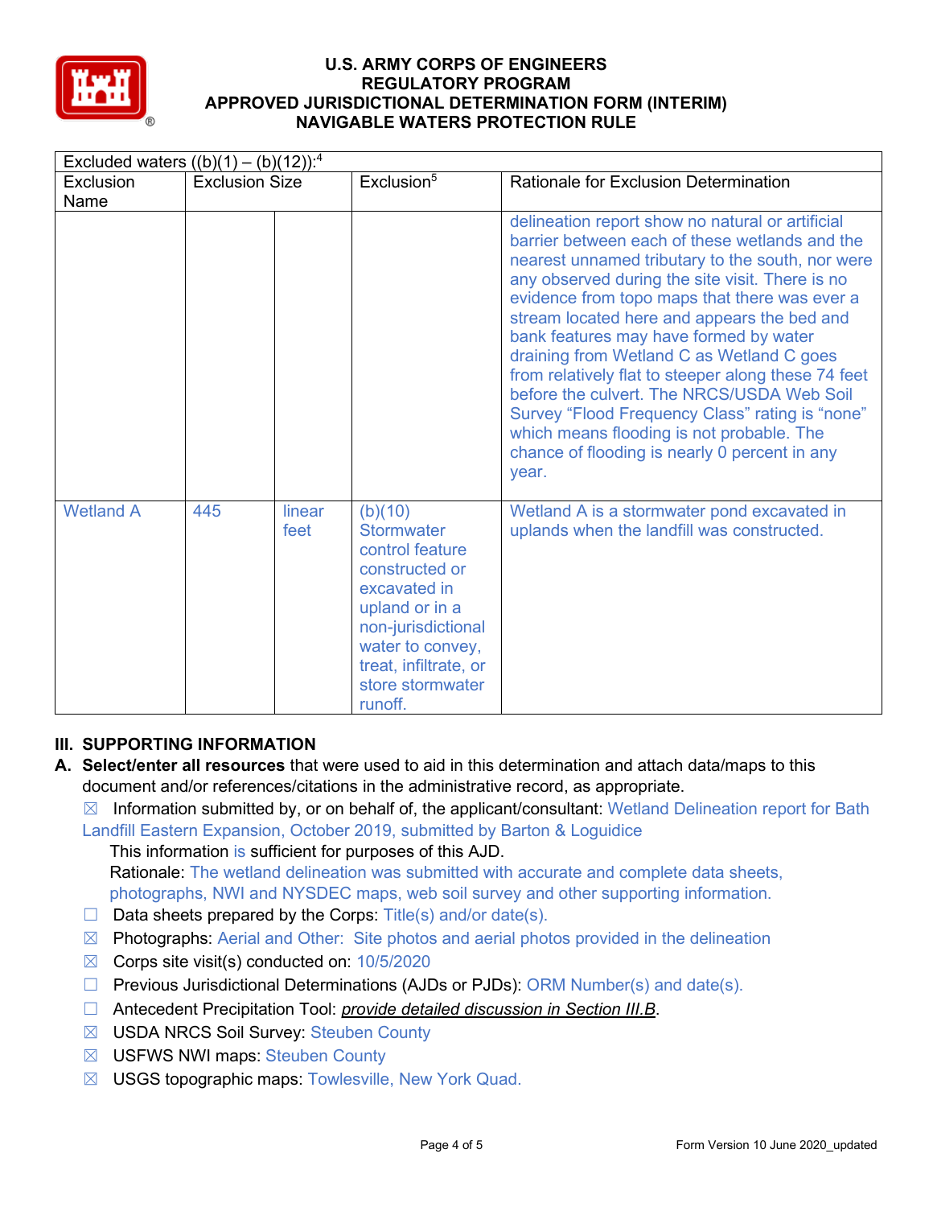| Excluded waters ((b)(1) – (b)(12)):[4] | | | | |
|---|---|---|---|---|
| Exclusion Name | Exclusion Size | | Exclusion[5] | Rationale for Exclusion Determination |
| | | | | delineation report show no natural or artificial barrier between each of these wetlands and the nearest unnamed tributary to the south, nor were any observed during the site visit. There is no evidence from topo maps that there was ever a stream located here and appears the bed and bank features may have formed by water draining from Wetland C as Wetland C goes from relatively flat to steeper along these 74 feet before the culvert. The NRCS/USDA Web Soil Survey "Flood Frequency Class" rating is "none" which means flooding is not probable. The chance of flooding is nearly 0 percent in any year. |
| Wetland A | 445 | linear feet | (b)(10) Stormwater control feature constructed or excavated in upland or in a non-jurisdictional water to convey, treat, infiltrate, or store stormwater runoff. | Wetland A is a stormwater pond excavated in uplands when the landfill was constructed. |

## III. SUPPORTING INFORMATION

**A. Select/enter all resources** that were used to aid in this determination and attach data/maps to this document and/or references/citations in the administrative record, as appropriate.

☒ Information submitted by, or on behalf of, the applicant/consultant: Wetland Delineation report for Bath Landfill Eastern Expansion, October 2019, submitted by Barton & Loguidice

This information is sufficient for purposes of this AJD.

Rationale: The wetland delineation was submitted with accurate and complete data sheets, photographs, NWI and NYSDEC maps, web soil survey and other supporting information.

☐ Data sheets prepared by the Corps: Title(s) and/or date(s).

☒ Photographs: Aerial and Other: Site photos and aerial photos provided in the delineation

☒ Corps site visit(s) conducted on: 10/5/2020

☐ Previous Jurisdictional Determinations (AJDs or PJDs): ORM Number(s) and date(s).

☐ Antecedent Precipitation Tool: *provide detailed discussion in Section III.B*.

☒ USDA NRCS Soil Survey: Steuben County

☒ USFWS NWI maps: Steuben County

☒ USGS topographic maps: Towlesville, New York Quad.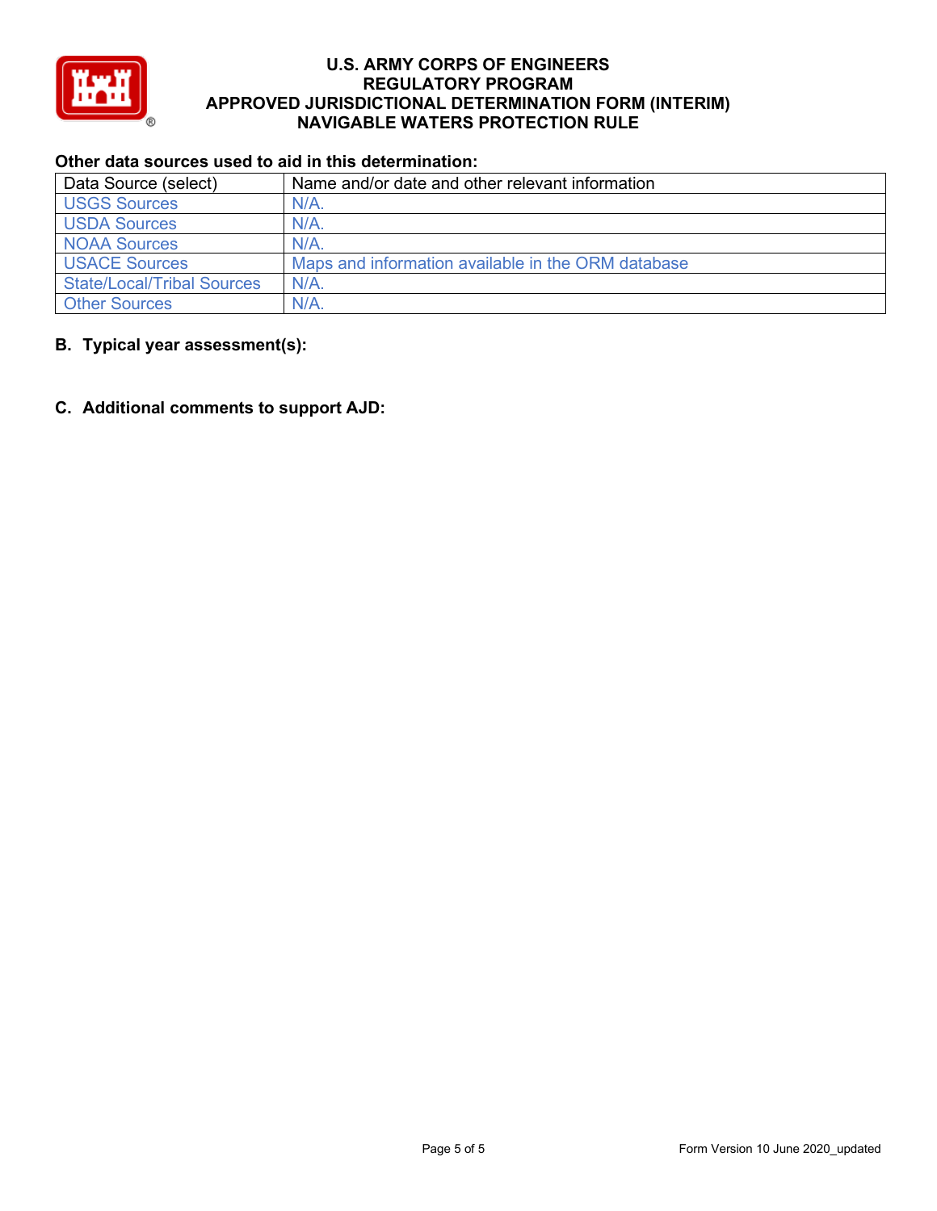**Other data sources used to aid in this determination:**

| Data Source (select) | Name and/or date and other relevant information |
|---|---|
| USGS Sources | N/A. |
| USDA Sources | N/A. |
| NOAA Sources | N/A. |
| USACE Sources | Maps and information available in the ORM database |
| State/Local/Tribal Sources | N/A. |
| Other Sources | N/A. |

## B. Typical year assessment(s):

## C. Additional comments to support AJD: